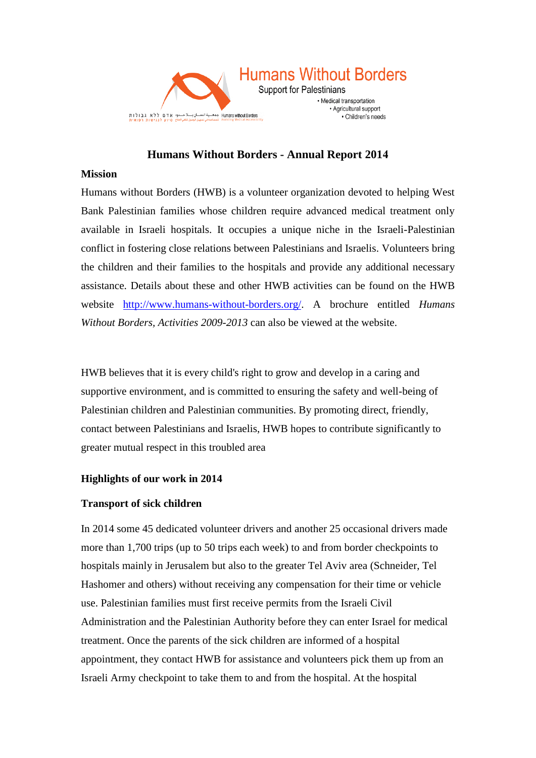Humans Without Borders

Support for Palestinians

- Medical transportation
- Agricultural support
- Children's needs

# Humans Without Borders - Annual Report 2014

## Mission

Humans without Borders (HWB) is a volunteer organization devoted to helping West Bank Palestinian families whose children require advanced medical treatment only available in Israeli hospitals. It occupies a unique niche in the Israeli-Palestinian conflict in fostering close relations between Palestinians and Israelis. Volunteers bring the children and their families to the hospitals and provide any additional necessary assistance. Details about these and other HWB activities can be found on the HWB website [http://www.humans-without-borders.org/](http://www.humans-without-borders.org/). A brochure entitled *Humans Without Borders, Activities 2009-2013* can also be viewed at the website.

HWB believes that it is every child's right to grow and develop in a caring and supportive environment, and is committed to ensuring the safety and well-being of Palestinian children and Palestinian communities. By promoting direct, friendly, contact between Palestinians and Israelis, HWB hopes to contribute significantly to greater mutual respect in this troubled area

## Highlights of our work in 2014

### Transport of sick children

In 2014 some 45 dedicated volunteer drivers and another 25 occasional drivers made more than 1,700 trips (up to 50 trips each week) to and from border checkpoints to hospitals mainly in Jerusalem but also to the greater Tel Aviv area (Schneider, Tel Hashomer and others) without receiving any compensation for their time or vehicle use. Palestinian families must first receive permits from the Israeli Civil Administration and the Palestinian Authority before they can enter Israel for medical treatment. Once the parents of the sick children are informed of a hospital appointment, they contact HWB for assistance and volunteers pick them up from an Israeli Army checkpoint to take them to and from the hospital. At the hospital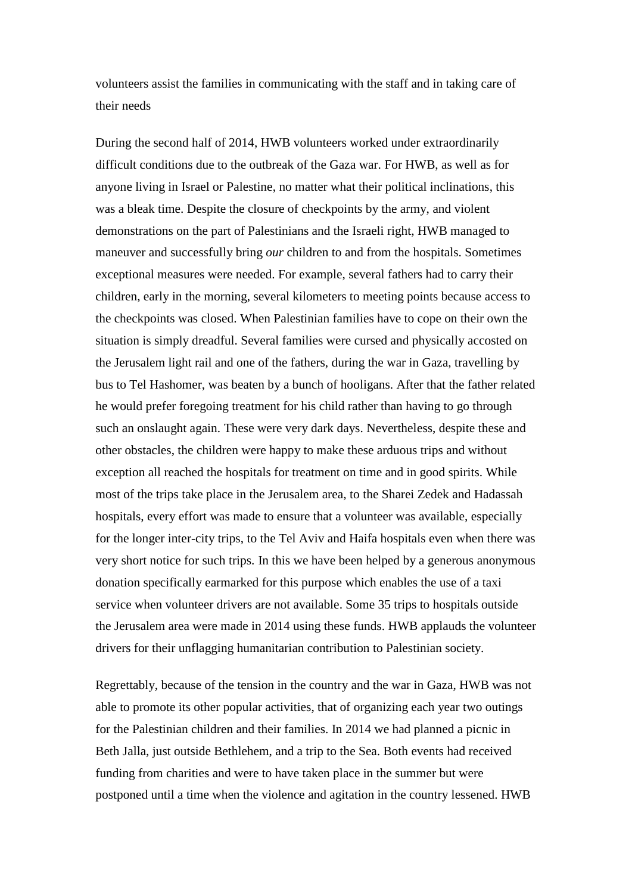volunteers assist the families in communicating with the staff and in taking care of their needs

During the second half of 2014, HWB volunteers worked under extraordinarily difficult conditions due to the outbreak of the Gaza war. For HWB, as well as for anyone living in Israel or Palestine, no matter what their political inclinations, this was a bleak time. Despite the closure of checkpoints by the army, and violent demonstrations on the part of Palestinians and the Israeli right, HWB managed to maneuver and successfully bring *our* children to and from the hospitals. Sometimes exceptional measures were needed. For example, several fathers had to carry their children, early in the morning, several kilometers to meeting points because access to the checkpoints was closed. When Palestinian families have to cope on their own the situation is simply dreadful. Several families were cursed and physically accosted on the Jerusalem light rail and one of the fathers, during the war in Gaza, travelling by bus to Tel Hashomer, was beaten by a bunch of hooligans. After that the father related he would prefer foregoing treatment for his child rather than having to go through such an onslaught again. These were very dark days. Nevertheless, despite these and other obstacles, the children were happy to make these arduous trips and without exception all reached the hospitals for treatment on time and in good spirits. While most of the trips take place in the Jerusalem area, to the Sharei Zedek and Hadassah hospitals, every effort was made to ensure that a volunteer was available, especially for the longer inter-city trips, to the Tel Aviv and Haifa hospitals even when there was very short notice for such trips. In this we have been helped by a generous anonymous donation specifically earmarked for this purpose which enables the use of a taxi service when volunteer drivers are not available. Some 35 trips to hospitals outside the Jerusalem area were made in 2014 using these funds. HWB applauds the volunteer drivers for their unflagging humanitarian contribution to Palestinian society.

Regrettably, because of the tension in the country and the war in Gaza, HWB was not able to promote its other popular activities, that of organizing each year two outings for the Palestinian children and their families. In 2014 we had planned a picnic in Beth Jalla, just outside Bethlehem, and a trip to the Sea. Both events had received funding from charities and were to have taken place in the summer but were postponed until a time when the violence and agitation in the country lessened. HWB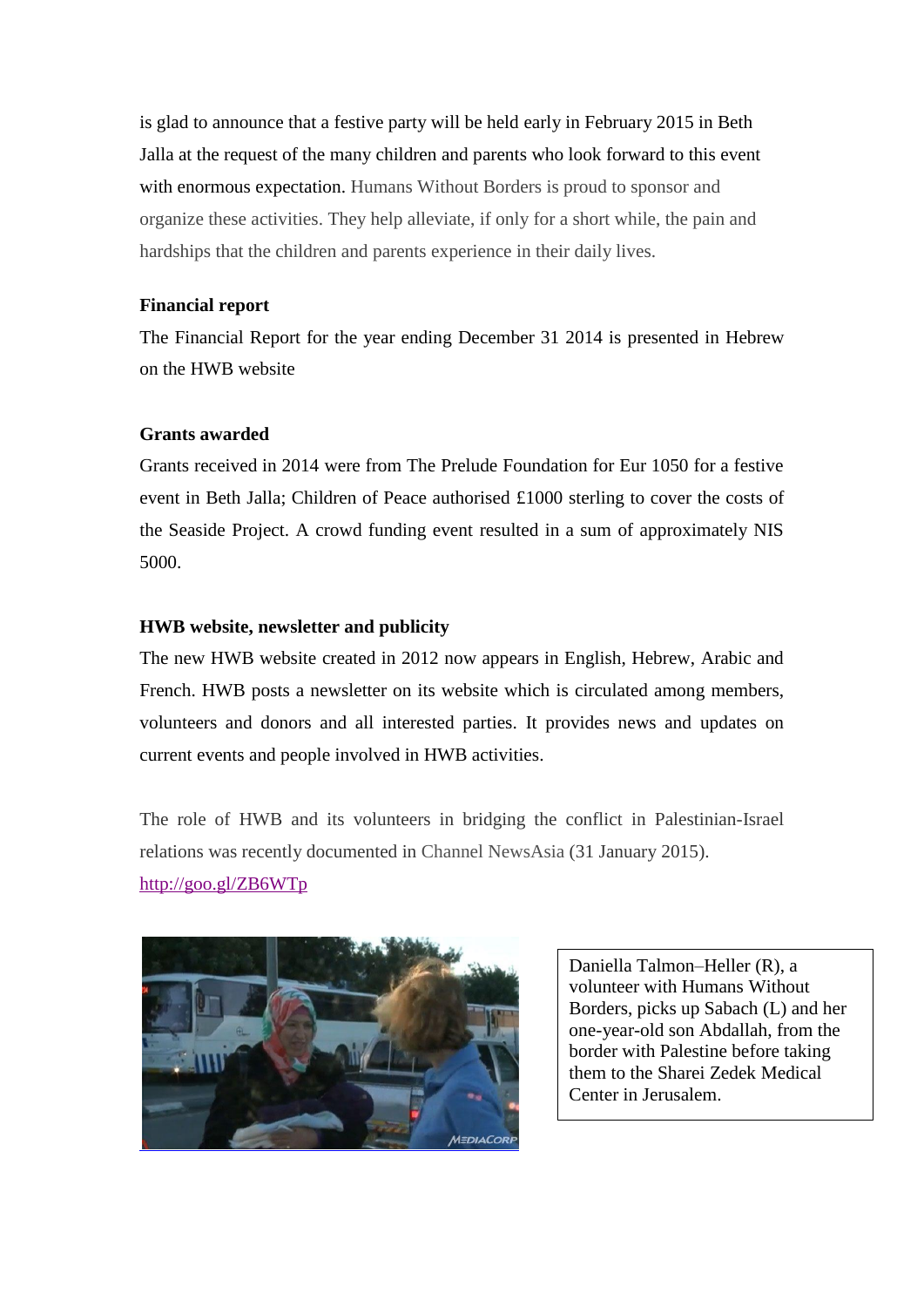is glad to announce that a festive party will be held early in February 2015 in Beth Jalla at the request of the many children and parents who look forward to this event with enormous expectation. Humans Without Borders is proud to sponsor and organize these activities. They help alleviate, if only for a short while, the pain and hardships that the children and parents experience in their daily lives.

**Financial report**

The Financial Report for the year ending December 31 2014 is presented in Hebrew on the HWB website

**Grants awarded**

Grants received in 2014 were from The Prelude Foundation for Eur 1050 for a festive event in Beth Jalla; Children of Peace authorised £1000 sterling to cover the costs of the Seaside Project. A crowd funding event resulted in a sum of approximately NIS 5000.

**HWB website, newsletter and publicity**

The new HWB website created in 2012 now appears in English, Hebrew, Arabic and French. HWB posts a newsletter on its website which is circulated among members, volunteers and donors and all interested parties. It provides news and updates on current events and people involved in HWB activities.

The role of HWB and its volunteers in bridging the conflict in Palestinian-Israel relations was recently documented in Channel NewsAsia (31 January 2015). http://goo.gl/ZB6WTp

Daniella Talmon–Heller (R), a volunteer with Humans Without Borders, picks up Sabach (L) and her one-year-old son Abdallah, from the border with Palestine before taking them to the Sharei Zedek Medical Center in Jerusalem.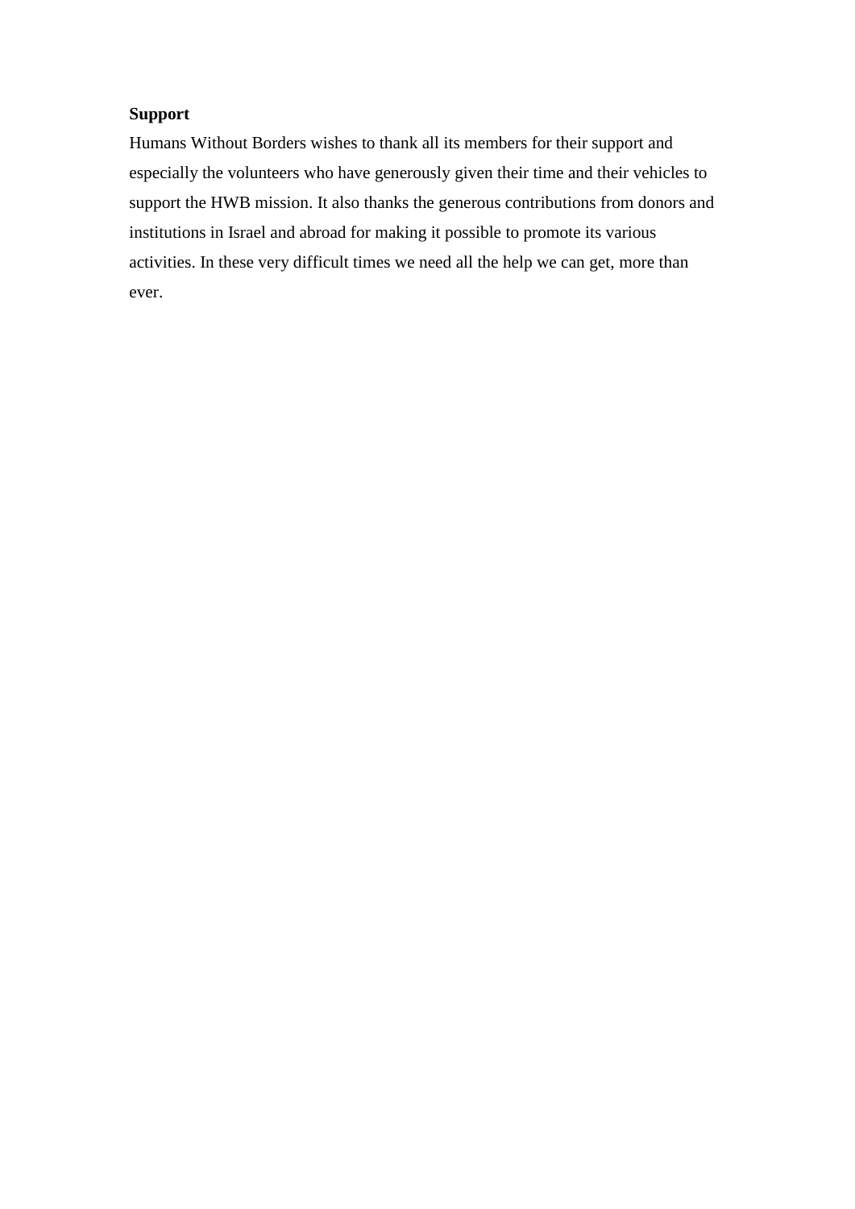**Support**

Humans Without Borders wishes to thank all its members for their support and especially the volunteers who have generously given their time and their vehicles to support the HWB mission. It also thanks the generous contributions from donors and institutions in Israel and abroad for making it possible to promote its various activities. In these very difficult times we need all the help we can get, more than ever.